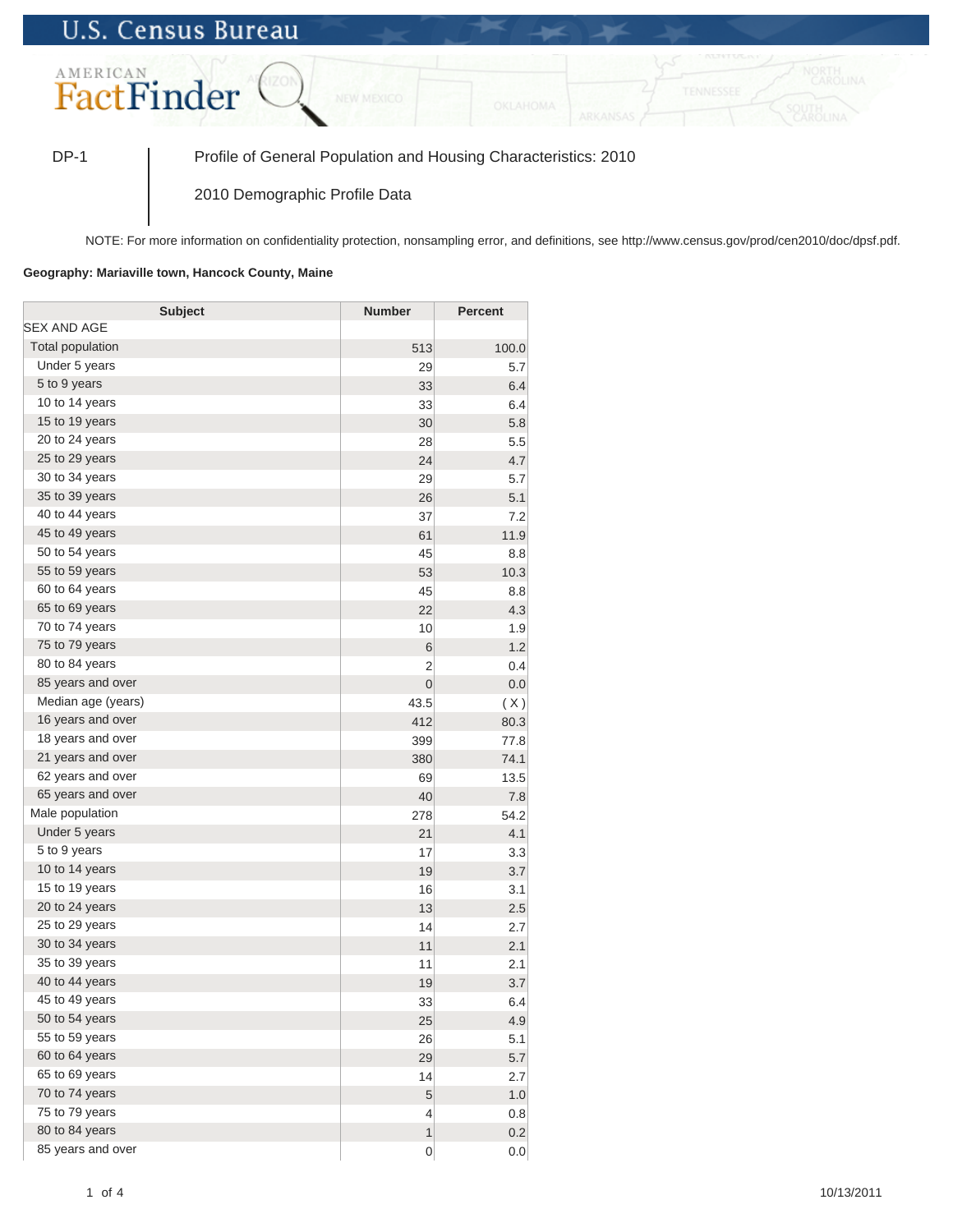U.S. Census Bureau

AMERICAN FactFinder

DP-1 | Profile of General Population and Housing Characteristics: 2010

2010 Demographic Profile Data

NOTE: For more information on confidentiality protection, nonsampling error, and definitions, see http://www.census.gov/prod/cen2010/doc/dpsf.pdf.

**Geography: Mariaville town, Hancock County, Maine**

| Subject | Number | Percent |
|---|---|---|
| SEX AND AGE | | |
| Total population | 513 | 100.0 |
| Under 5 years | 29 | 5.7 |
| 5 to 9 years | 33 | 6.4 |
| 10 to 14 years | 33 | 6.4 |
| 15 to 19 years | 30 | 5.8 |
| 20 to 24 years | 28 | 5.5 |
| 25 to 29 years | 24 | 4.7 |
| 30 to 34 years | 29 | 5.7 |
| 35 to 39 years | 26 | 5.1 |
| 40 to 44 years | 37 | 7.2 |
| 45 to 49 years | 61 | 11.9 |
| 50 to 54 years | 45 | 8.8 |
| 55 to 59 years | 53 | 10.3 |
| 60 to 64 years | 45 | 8.8 |
| 65 to 69 years | 22 | 4.3 |
| 70 to 74 years | 10 | 1.9 |
| 75 to 79 years | 6 | 1.2 |
| 80 to 84 years | 2 | 0.4 |
| 85 years and over | 0 | 0.0 |
| Median age (years) | 43.5 | ( X ) |
| 16 years and over | 412 | 80.3 |
| 18 years and over | 399 | 77.8 |
| 21 years and over | 380 | 74.1 |
| 62 years and over | 69 | 13.5 |
| 65 years and over | 40 | 7.8 |
| Male population | 278 | 54.2 |
| Under 5 years | 21 | 4.1 |
| 5 to 9 years | 17 | 3.3 |
| 10 to 14 years | 19 | 3.7 |
| 15 to 19 years | 16 | 3.1 |
| 20 to 24 years | 13 | 2.5 |
| 25 to 29 years | 14 | 2.7 |
| 30 to 34 years | 11 | 2.1 |
| 35 to 39 years | 11 | 2.1 |
| 40 to 44 years | 19 | 3.7 |
| 45 to 49 years | 33 | 6.4 |
| 50 to 54 years | 25 | 4.9 |
| 55 to 59 years | 26 | 5.1 |
| 60 to 64 years | 29 | 5.7 |
| 65 to 69 years | 14 | 2.7 |
| 70 to 74 years | 5 | 1.0 |
| 75 to 79 years | 4 | 0.8 |
| 80 to 84 years | 1 | 0.2 |
| 85 years and over | 0 | 0.0 |

10/13/2011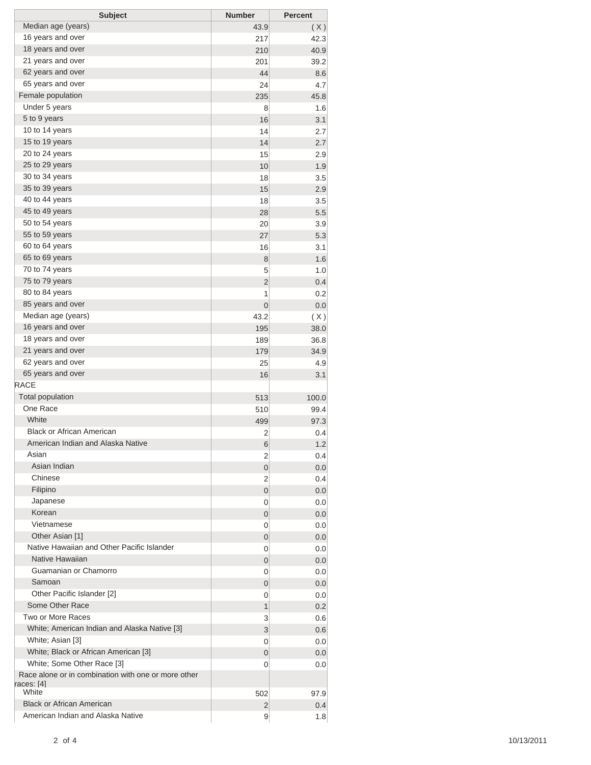| Subject | Number | Percent |
| --- | --- | --- |
| Median age (years) | 43.9 | ( X ) |
| 16 years and over | 217 | 42.3 |
| 18 years and over | 210 | 40.9 |
| 21 years and over | 201 | 39.2 |
| 62 years and over | 44 | 8.6 |
| 65 years and over | 24 | 4.7 |
| Female population | 235 | 45.8 |
| Under 5 years | 8 | 1.6 |
| 5 to 9 years | 16 | 3.1 |
| 10 to 14 years | 14 | 2.7 |
| 15 to 19 years | 14 | 2.7 |
| 20 to 24 years | 15 | 2.9 |
| 25 to 29 years | 10 | 1.9 |
| 30 to 34 years | 18 | 3.5 |
| 35 to 39 years | 15 | 2.9 |
| 40 to 44 years | 18 | 3.5 |
| 45 to 49 years | 28 | 5.5 |
| 50 to 54 years | 20 | 3.9 |
| 55 to 59 years | 27 | 5.3 |
| 60 to 64 years | 16 | 3.1 |
| 65 to 69 years | 8 | 1.6 |
| 70 to 74 years | 5 | 1.0 |
| 75 to 79 years | 2 | 0.4 |
| 80 to 84 years | 1 | 0.2 |
| 85 years and over | 0 | 0.0 |
| Median age (years) | 43.2 | ( X ) |
| 16 years and over | 195 | 38.0 |
| 18 years and over | 189 | 36.8 |
| 21 years and over | 179 | 34.9 |
| 62 years and over | 25 | 4.9 |
| 65 years and over | 16 | 3.1 |
| RACE | | |
| Total population | 513 | 100.0 |
| One Race | 510 | 99.4 |
| White | 499 | 97.3 |
| Black or African American | 2 | 0.4 |
| American Indian and Alaska Native | 6 | 1.2 |
| Asian | 2 | 0.4 |
| Asian Indian | 0 | 0.0 |
| Chinese | 2 | 0.4 |
| Filipino | 0 | 0.0 |
| Japanese | 0 | 0.0 |
| Korean | 0 | 0.0 |
| Vietnamese | 0 | 0.0 |
| Other Asian [1] | 0 | 0.0 |
| Native Hawaiian and Other Pacific Islander | 0 | 0.0 |
| Native Hawaiian | 0 | 0.0 |
| Guamanian or Chamorro | 0 | 0.0 |
| Samoan | 0 | 0.0 |
| Other Pacific Islander [2] | 0 | 0.0 |
| Some Other Race | 1 | 0.2 |
| Two or More Races | 3 | 0.6 |
| White; American Indian and Alaska Native [3] | 3 | 0.6 |
| White; Asian [3] | 0 | 0.0 |
| White; Black or African American [3] | 0 | 0.0 |
| White; Some Other Race [3] | 0 | 0.0 |
| Race alone or in combination with one or more other races: [4] | | |
| White | 502 | 97.9 |
| Black or African American | 2 | 0.4 |
| American Indian and Alaska Native | 9 | 1.8 |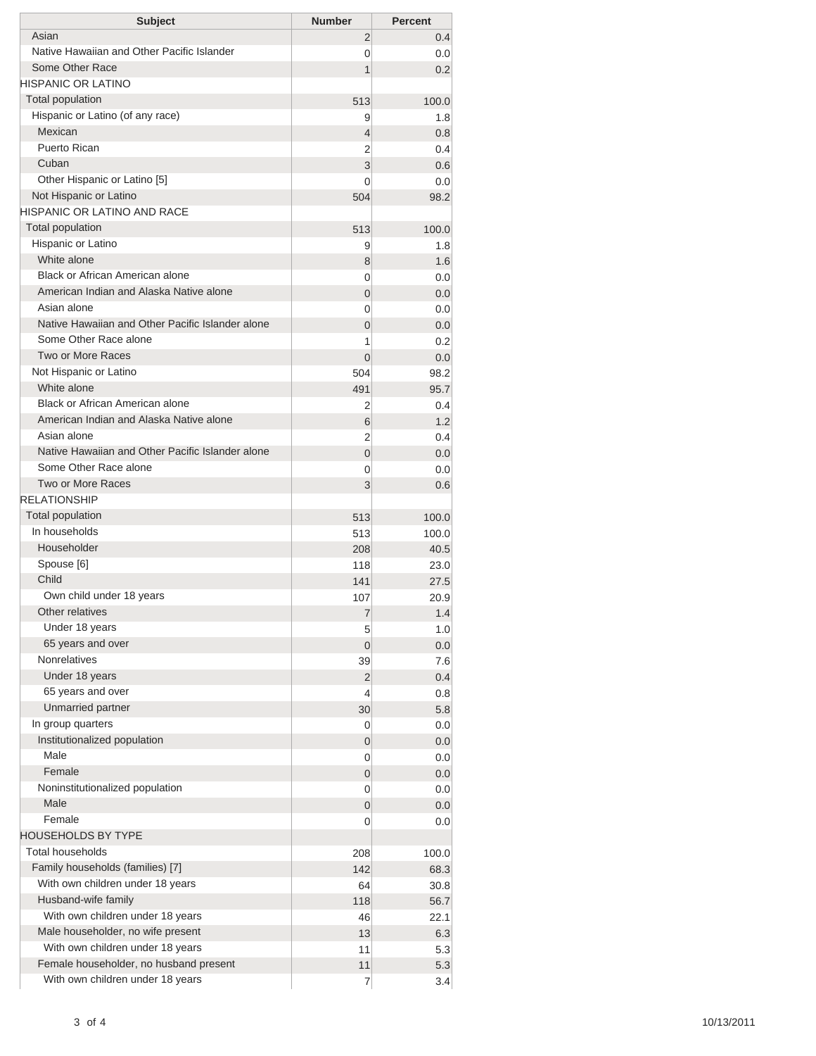| Subject | Number | Percent |
|---|---|---|
| Asian | 2 | 0.4 |
| Native Hawaiian and Other Pacific Islander | 0 | 0.0 |
| Some Other Race | 1 | 0.2 |
| HISPANIC OR LATINO | | |
| Total population | 513 | 100.0 |
| Hispanic or Latino (of any race) | 9 | 1.8 |
| Mexican | 4 | 0.8 |
| Puerto Rican | 2 | 0.4 |
| Cuban | 3 | 0.6 |
| Other Hispanic or Latino [5] | 0 | 0.0 |
| Not Hispanic or Latino | 504 | 98.2 |
| HISPANIC OR LATINO AND RACE | | |
| Total population | 513 | 100.0 |
| Hispanic or Latino | 9 | 1.8 |
| White alone | 8 | 1.6 |
| Black or African American alone | 0 | 0.0 |
| American Indian and Alaska Native alone | 0 | 0.0 |
| Asian alone | 0 | 0.0 |
| Native Hawaiian and Other Pacific Islander alone | 0 | 0.0 |
| Some Other Race alone | 1 | 0.2 |
| Two or More Races | 0 | 0.0 |
| Not Hispanic or Latino | 504 | 98.2 |
| White alone | 491 | 95.7 |
| Black or African American alone | 2 | 0.4 |
| American Indian and Alaska Native alone | 6 | 1.2 |
| Asian alone | 2 | 0.4 |
| Native Hawaiian and Other Pacific Islander alone | 0 | 0.0 |
| Some Other Race alone | 0 | 0.0 |
| Two or More Races | 3 | 0.6 |
| RELATIONSHIP | | |
| Total population | 513 | 100.0 |
| In households | 513 | 100.0 |
| Householder | 208 | 40.5 |
| Spouse [6] | 118 | 23.0 |
| Child | 141 | 27.5 |
| Own child under 18 years | 107 | 20.9 |
| Other relatives | 7 | 1.4 |
| Under 18 years | 5 | 1.0 |
| 65 years and over | 0 | 0.0 |
| Nonrelatives | 39 | 7.6 |
| Under 18 years | 2 | 0.4 |
| 65 years and over | 4 | 0.8 |
| Unmarried partner | 30 | 5.8 |
| In group quarters | 0 | 0.0 |
| Institutionalized population | 0 | 0.0 |
| Male | 0 | 0.0 |
| Female | 0 | 0.0 |
| Noninstitutionalized population | 0 | 0.0 |
| Male | 0 | 0.0 |
| Female | 0 | 0.0 |
| HOUSEHOLDS BY TYPE | | |
| Total households | 208 | 100.0 |
| Family households (families) [7] | 142 | 68.3 |
| With own children under 18 years | 64 | 30.8 |
| Husband-wife family | 118 | 56.7 |
| With own children under 18 years | 46 | 22.1 |
| Male householder, no wife present | 13 | 6.3 |
| With own children under 18 years | 11 | 5.3 |
| Female householder, no husband present | 11 | 5.3 |
| With own children under 18 years | 7 | 3.4 |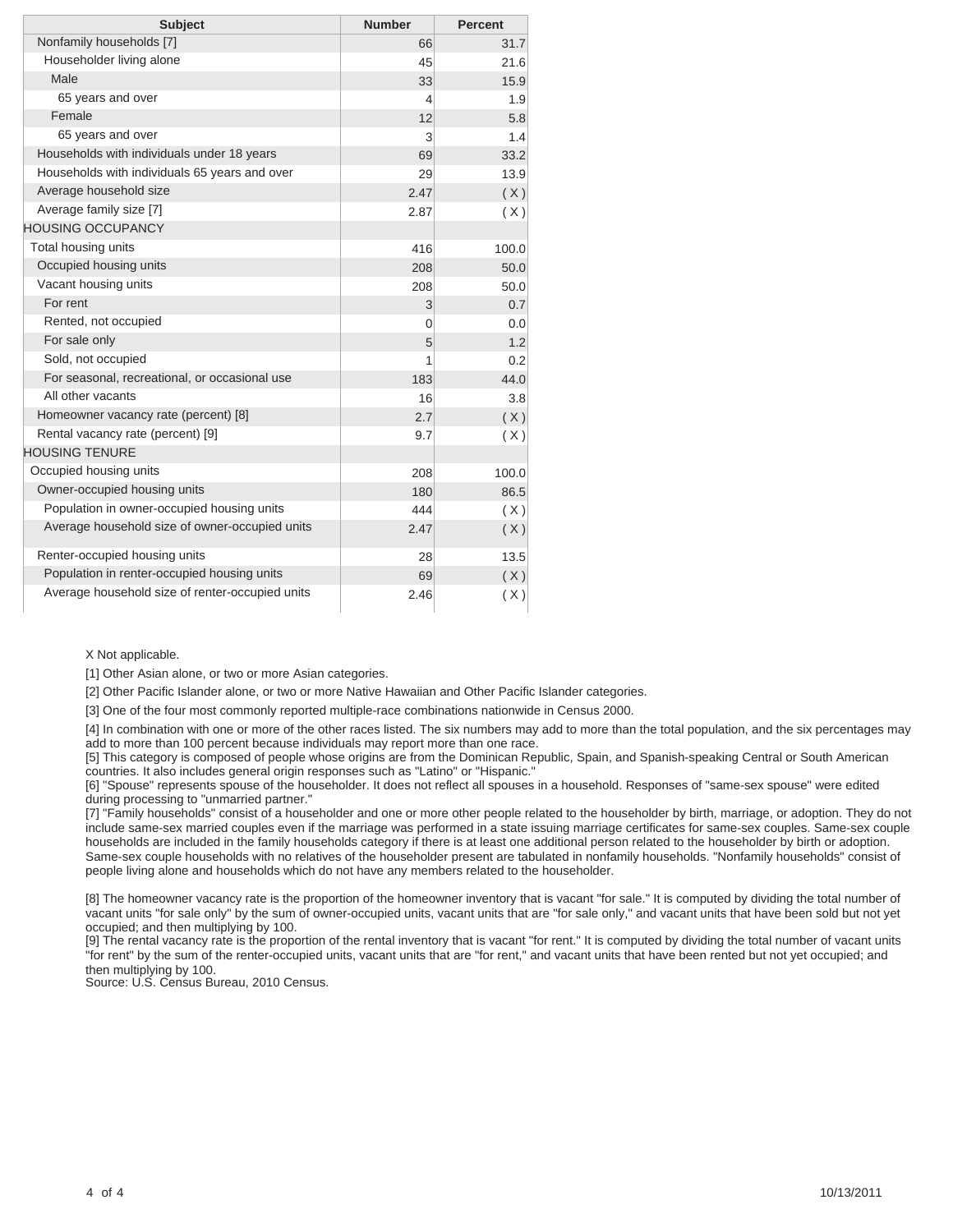| Subject | Number | Percent |
|---|---|---|
| Nonfamily households [7] | 66 | 31.7 |
| Householder living alone | 45 | 21.6 |
| Male | 33 | 15.9 |
| 65 years and over | 4 | 1.9 |
| Female | 12 | 5.8 |
| 65 years and over | 3 | 1.4 |
| Households with individuals under 18 years | 69 | 33.2 |
| Households with individuals 65 years and over | 29 | 13.9 |
| Average household size | 2.47 | ( X ) |
| Average family size [7] | 2.87 | ( X ) |
| HOUSING OCCUPANCY | | |
| Total housing units | 416 | 100.0 |
| Occupied housing units | 208 | 50.0 |
| Vacant housing units | 208 | 50.0 |
| For rent | 3 | 0.7 |
| Rented, not occupied | 0 | 0.0 |
| For sale only | 5 | 1.2 |
| Sold, not occupied | 1 | 0.2 |
| For seasonal, recreational, or occasional use | 183 | 44.0 |
| All other vacants | 16 | 3.8 |
| Homeowner vacancy rate (percent) [8] | 2.7 | ( X ) |
| Rental vacancy rate (percent) [9] | 9.7 | ( X ) |
| HOUSING TENURE | | |
| Occupied housing units | 208 | 100.0 |
| Owner-occupied housing units | 180 | 86.5 |
| Population in owner-occupied housing units | 444 | ( X ) |
| Average household size of owner-occupied units | 2.47 | ( X ) |
| Renter-occupied housing units | 28 | 13.5 |
| Population in renter-occupied housing units | 69 | ( X ) |
| Average household size of renter-occupied units | 2.46 | ( X ) |

X Not applicable.

[1] Other Asian alone, or two or more Asian categories.

[2] Other Pacific Islander alone, or two or more Native Hawaiian and Other Pacific Islander categories.

[3] One of the four most commonly reported multiple-race combinations nationwide in Census 2000.

[4] In combination with one or more of the other races listed. The six numbers may add to more than the total population, and the six percentages may add to more than 100 percent because individuals may report more than one race.

[5] This category is composed of people whose origins are from the Dominican Republic, Spain, and Spanish-speaking Central or South American countries. It also includes general origin responses such as "Latino" or "Hispanic."

[6] "Spouse" represents spouse of the householder. It does not reflect all spouses in a household. Responses of "same-sex spouse" were edited during processing to "unmarried partner."

[7] "Family households" consist of a householder and one or more other people related to the householder by birth, marriage, or adoption. They do not include same-sex married couples even if the marriage was performed in a state issuing marriage certificates for same-sex couples. Same-sex couple households are included in the family households category if there is at least one additional person related to the householder by birth or adoption. Same-sex couple households with no relatives of the householder present are tabulated in nonfamily households. "Nonfamily households" consist of people living alone and households which do not have any members related to the householder.

[8] The homeowner vacancy rate is the proportion of the homeowner inventory that is vacant "for sale." It is computed by dividing the total number of vacant units "for sale only" by the sum of owner-occupied units, vacant units that are "for sale only," and vacant units that have been sold but not yet occupied; and then multiplying by 100.

[9] The rental vacancy rate is the proportion of the rental inventory that is vacant "for rent." It is computed by dividing the total number of vacant units "for rent" by the sum of the renter-occupied units, vacant units that are "for rent," and vacant units that have been rented but not yet occupied; and then multiplying by 100.

Source: U.S. Census Bureau, 2010 Census.